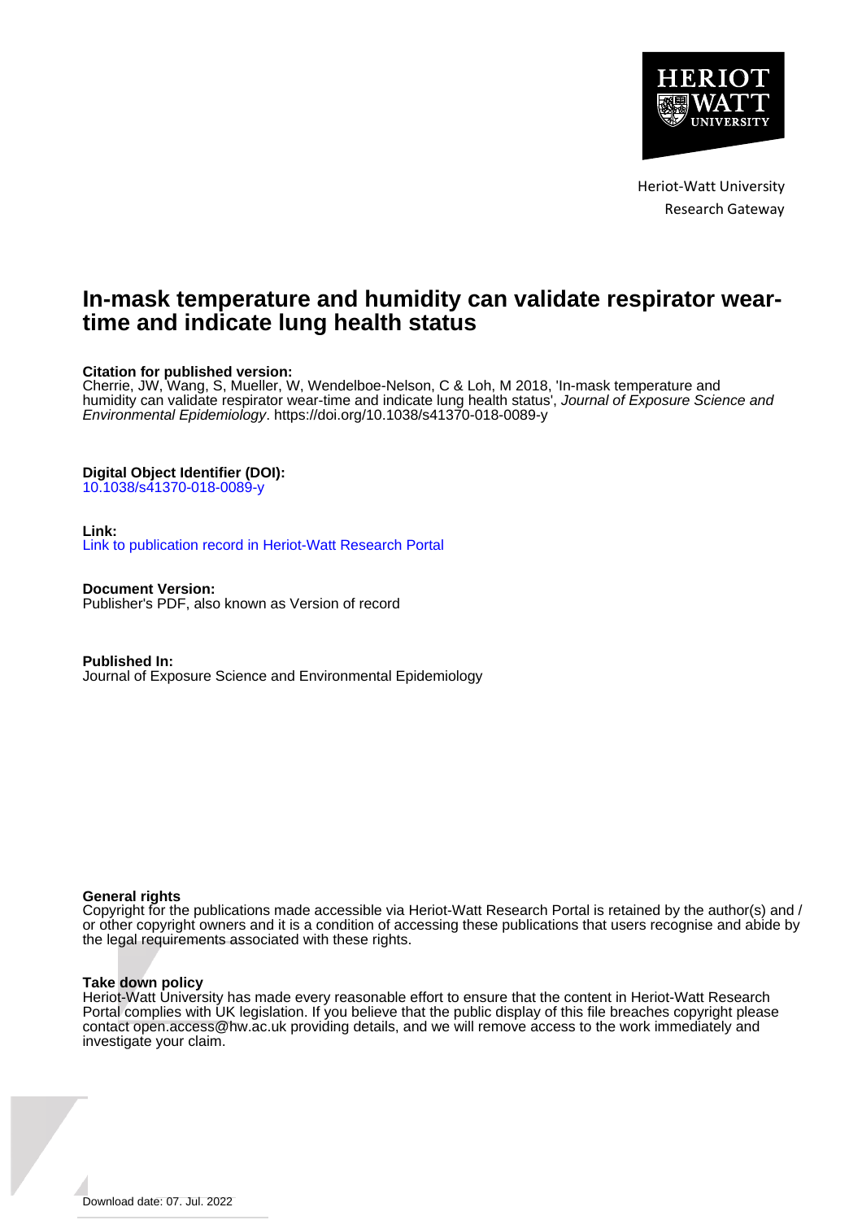Heriot-Watt University
Research Gateway

# In-mask temperature and humidity can validate respirator wear-time and indicate lung health status

**Citation for published version:**
Cherrie, JW, Wang, S, Mueller, W, Wendelboe-Nelson, C & Loh, M 2018, 'In-mask temperature and humidity can validate respirator wear-time and indicate lung health status', *Journal of Exposure Science and Environmental Epidemiology*. https://doi.org/10.1038/s41370-018-0089-y

**Digital Object Identifier (DOI):**
10.1038/s41370-018-0089-y

**Link:**
Link to publication record in Heriot-Watt Research Portal

**Document Version:**
Publisher's PDF, also known as Version of record

**Published In:**
Journal of Exposure Science and Environmental Epidemiology

**General rights**
Copyright for the publications made accessible via Heriot-Watt Research Portal is retained by the author(s) and / or other copyright owners and it is a condition of accessing these publications that users recognise and abide by the legal requirements associated with these rights.

**Take down policy**
Heriot-Watt University has made every reasonable effort to ensure that the content in Heriot-Watt Research Portal complies with UK legislation. If you believe that the public display of this file breaches copyright please contact open.access@hw.ac.uk providing details, and we will remove access to the work immediately and investigate your claim.

Download date: 07. Jul. 2022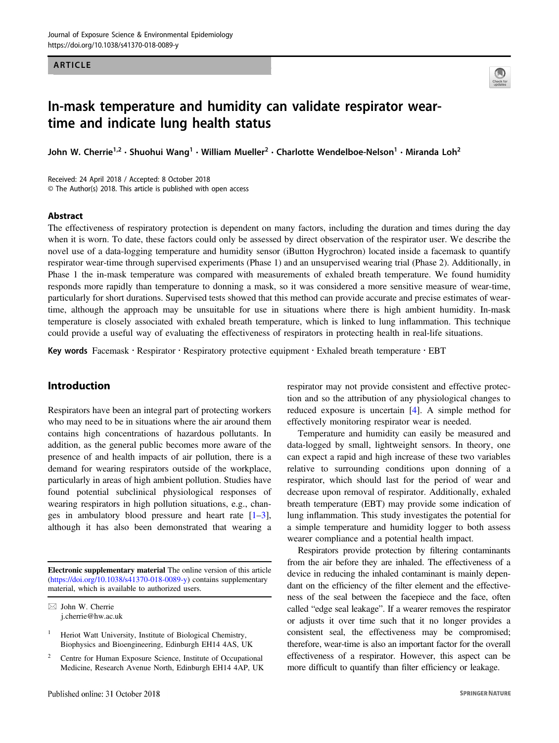ARTICLE

# In-mask temperature and humidity can validate respirator wear-time and indicate lung health status

John W. Cherrie[1,2] · Shuohui Wang[1] · William Mueller[2] · Charlotte Wendelboe-Nelson[1] · Miranda Loh[2]

Received: 24 April 2018 / Accepted: 8 October 2018
© The Author(s) 2018. This article is published with open access

## Abstract

The effectiveness of respiratory protection is dependent on many factors, including the duration and times during the day when it is worn. To date, these factors could only be assessed by direct observation of the respirator user. We describe the novel use of a data-logging temperature and humidity sensor (iButton Hygrochron) located inside a facemask to quantify respirator wear-time through supervised experiments (Phase 1) and an unsupervised wearing trial (Phase 2). Additionally, in Phase 1 the in-mask temperature was compared with measurements of exhaled breath temperature. We found humidity responds more rapidly than temperature to donning a mask, so it was considered a more sensitive measure of wear-time, particularly for short durations. Supervised tests showed that this method can provide accurate and precise estimates of wear-time, although the approach may be unsuitable for use in situations where there is high ambient humidity. In-mask temperature is closely associated with exhaled breath temperature, which is linked to lung inflammation. This technique could provide a useful way of evaluating the effectiveness of respirators in protecting health in real-life situations.

**Key words** Facemask · Respirator · Respiratory protective equipment · Exhaled breath temperature · EBT

## Introduction

Respirators have been an integral part of protecting workers who may need to be in situations where the air around them contains high concentrations of hazardous pollutants. In addition, as the general public becomes more aware of the presence of and health impacts of air pollution, there is a demand for wearing respirators outside of the workplace, particularly in areas of high ambient pollution. Studies have found potential subclinical physiological responses of wearing respirators in high pollution situations, e.g., changes in ambulatory blood pressure and heart rate [1–3], although it has also been demonstrated that wearing a respirator may not provide consistent and effective protection and so the attribution of any physiological changes to reduced exposure is uncertain [4]. A simple method for effectively monitoring respirator wear is needed.

Temperature and humidity can easily be measured and data-logged by small, lightweight sensors. In theory, one can expect a rapid and high increase of these two variables relative to surrounding conditions upon donning of a respirator, which should last for the period of wear and decrease upon removal of respirator. Additionally, exhaled breath temperature (EBT) may provide some indication of lung inflammation. This study investigates the potential for a simple temperature and humidity logger to both assess wearer compliance and a potential health impact.

Respirators provide protection by filtering contaminants from the air before they are inhaled. The effectiveness of a device in reducing the inhaled contaminant is mainly dependant on the efficiency of the filter element and the effectiveness of the seal between the facepiece and the face, often called "edge seal leakage". If a wearer removes the respirator or adjusts it over time such that it no longer provides a consistent seal, the effectiveness may be compromised; therefore, wear-time is also an important factor for the overall effectiveness of a respirator. However, this aspect can be more difficult to quantify than filter efficiency or leakage.

**Electronic supplementary material** The online version of this article (https://doi.org/10.1038/s41370-018-0089-y) contains supplementary material, which is available to authorized users.

✉ John W. Cherrie
j.cherrie@hw.ac.uk

[1] Heriot Watt University, Institute of Biological Chemistry, Biophysics and Bioengineering, Edinburgh EH14 4AS, UK

[2] Centre for Human Exposure Science, Institute of Occupational Medicine, Research Avenue North, Edinburgh EH14 4AP, UK

Published online: 31 October 2018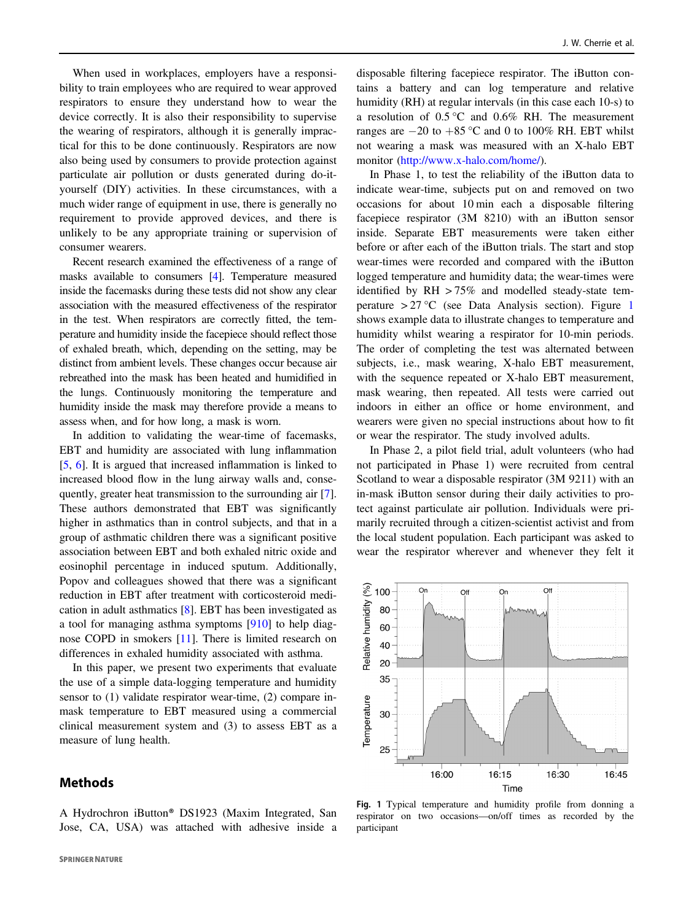When used in workplaces, employers have a responsibility to train employees who are required to wear approved respirators to ensure they understand how to wear the device correctly. It is also their responsibility to supervise the wearing of respirators, although it is generally impractical for this to be done continuously. Respirators are now also being used by consumers to provide protection against particulate air pollution or dusts generated during do-it-yourself (DIY) activities. In these circumstances, with a much wider range of equipment in use, there is generally no requirement to provide approved devices, and there is unlikely to be any appropriate training or supervision of consumer wearers.

Recent research examined the effectiveness of a range of masks available to consumers [4]. Temperature measured inside the facemasks during these tests did not show any clear association with the measured effectiveness of the respirator in the test. When respirators are correctly fitted, the temperature and humidity inside the facepiece should reflect those of exhaled breath, which, depending on the setting, may be distinct from ambient levels. These changes occur because air rebreathed into the mask has been heated and humidified in the lungs. Continuously monitoring the temperature and humidity inside the mask may therefore provide a means to assess when, and for how long, a mask is worn.

In addition to validating the wear-time of facemasks, EBT and humidity are associated with lung inflammation [5, 6]. It is argued that increased inflammation is linked to increased blood flow in the lung airway walls and, consequently, greater heat transmission to the surrounding air [7]. These authors demonstrated that EBT was significantly higher in asthmatics than in control subjects, and that in a group of asthmatic children there was a significant positive association between EBT and both exhaled nitric oxide and eosinophil percentage in induced sputum. Additionally, Popov and colleagues showed that there was a significant reduction in EBT after treatment with corticosteroid medication in adult asthmatics [8]. EBT has been investigated as a tool for managing asthma symptoms [910] to help diagnose COPD in smokers [11]. There is limited research on differences in exhaled humidity associated with asthma.

In this paper, we present two experiments that evaluate the use of a simple data-logging temperature and humidity sensor to (1) validate respirator wear-time, (2) compare in-mask temperature to EBT measured using a commercial clinical measurement system and (3) to assess EBT as a measure of lung health.

## Methods

A Hydrochron iButton® DS1923 (Maxim Integrated, San Jose, CA, USA) was attached with adhesive inside a disposable filtering facepiece respirator. The iButton contains a battery and can log temperature and relative humidity (RH) at regular intervals (in this case each 10-s) to a resolution of 0.5 °C and 0.6% RH. The measurement ranges are −20 to +85 °C and 0 to 100% RH. EBT whilst not wearing a mask was measured with an X-halo EBT monitor (http://www.x-halo.com/home/).

In Phase 1, to test the reliability of the iButton data to indicate wear-time, subjects put on and removed on two occasions for about 10 min each a disposable filtering facepiece respirator (3M 8210) with an iButton sensor inside. Separate EBT measurements were taken either before or after each of the iButton trials. The start and stop wear-times were recorded and compared with the iButton logged temperature and humidity data; the wear-times were identified by RH >75% and modelled steady-state temperature >27 °C (see Data Analysis section). Figure 1 shows example data to illustrate changes to temperature and humidity whilst wearing a respirator for 10-min periods. The order of completing the test was alternated between subjects, i.e., mask wearing, X-halo EBT measurement, with the sequence repeated or X-halo EBT measurement, mask wearing, then repeated. All tests were carried out indoors in either an office or home environment, and wearers were given no special instructions about how to fit or wear the respirator. The study involved adults.

In Phase 2, a pilot field trial, adult volunteers (who had not participated in Phase 1) were recruited from central Scotland to wear a disposable respirator (3M 9211) with an in-mask iButton sensor during their daily activities to protect against particulate air pollution. Individuals were primarily recruited through a citizen-scientist activist and from the local student population. Each participant was asked to wear the respirator wherever and whenever they felt it

Fig. 1 Typical temperature and humidity profile from donning a respirator on two occasions—on/off times as recorded by the participant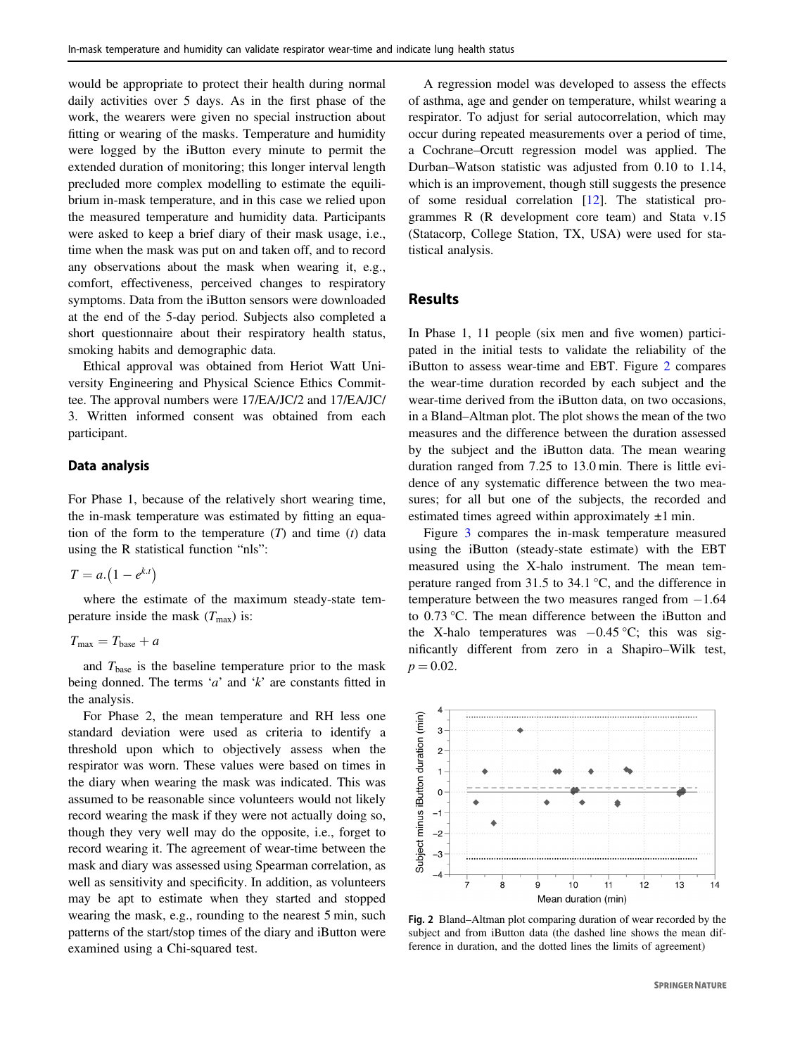would be appropriate to protect their health during normal daily activities over 5 days. As in the first phase of the work, the wearers were given no special instruction about fitting or wearing of the masks. Temperature and humidity were logged by the iButton every minute to permit the extended duration of monitoring; this longer interval length precluded more complex modelling to estimate the equilibrium in-mask temperature, and in this case we relied upon the measured temperature and humidity data. Participants were asked to keep a brief diary of their mask usage, i.e., time when the mask was put on and taken off, and to record any observations about the mask when wearing it, e.g., comfort, effectiveness, perceived changes to respiratory symptoms. Data from the iButton sensors were downloaded at the end of the 5-day period. Subjects also completed a short questionnaire about their respiratory health status, smoking habits and demographic data.

Ethical approval was obtained from Heriot Watt University Engineering and Physical Science Ethics Committee. The approval numbers were 17/EA/JC/2 and 17/EA/JC/3. Written informed consent was obtained from each participant.

### Data analysis

For Phase 1, because of the relatively short wearing time, the in-mask temperature was estimated by fitting an equation of the form to the temperature ($T$) and time ($t$) data using the R statistical function "nls":

$$T = a.\left(1 - e^{k.t}\right)$$

where the estimate of the maximum steady-state temperature inside the mask ($T_{\max}$) is:

$$T_{\max} = T_{\text{base}} + a$$

and $T_{\text{base}}$ is the baseline temperature prior to the mask being donned. The terms '$a$' and '$k$' are constants fitted in the analysis.

For Phase 2, the mean temperature and RH less one standard deviation were used as criteria to identify a threshold upon which to objectively assess when the respirator was worn. These values were based on times in the diary when wearing the mask was indicated. This was assumed to be reasonable since volunteers would not likely record wearing the mask if they were not actually doing so, though they very well may do the opposite, i.e., forget to record wearing it. The agreement of wear-time between the mask and diary was assessed using Spearman correlation, as well as sensitivity and specificity. In addition, as volunteers may be apt to estimate when they started and stopped wearing the mask, e.g., rounding to the nearest 5 min, such patterns of the start/stop times of the diary and iButton were examined using a Chi-squared test.

A regression model was developed to assess the effects of asthma, age and gender on temperature, whilst wearing a respirator. To adjust for serial autocorrelation, which may occur during repeated measurements over a period of time, a Cochrane–Orcutt regression model was applied. The Durban–Watson statistic was adjusted from 0.10 to 1.14, which is an improvement, though still suggests the presence of some residual correlation [12]. The statistical programmes R (R development core team) and Stata v.15 (Statacorp, College Station, TX, USA) were used for statistical analysis.

## Results

In Phase 1, 11 people (six men and five women) participated in the initial tests to validate the reliability of the iButton to assess wear-time and EBT. Figure 2 compares the wear-time duration recorded by each subject and the wear-time derived from the iButton data, on two occasions, in a Bland–Altman plot. The plot shows the mean of the two measures and the difference between the duration assessed by the subject and the iButton data. The mean wearing duration ranged from 7.25 to 13.0 min. There is little evidence of any systematic difference between the two measures; for all but one of the subjects, the recorded and estimated times agreed within approximately ±1 min.

Figure 3 compares the in-mask temperature measured using the iButton (steady-state estimate) with the EBT measured using the X-halo instrument. The mean temperature ranged from 31.5 to 34.1 °C, and the difference in temperature between the two measures ranged from −1.64 to 0.73 °C. The mean difference between the iButton and the X-halo temperatures was −0.45 °C; this was significantly different from zero in a Shapiro–Wilk test, $p = 0.02$.

**Fig. 2** Bland–Altman plot comparing duration of wear recorded by the subject and from iButton data (the dashed line shows the mean difference in duration, and the dotted lines the limits of agreement)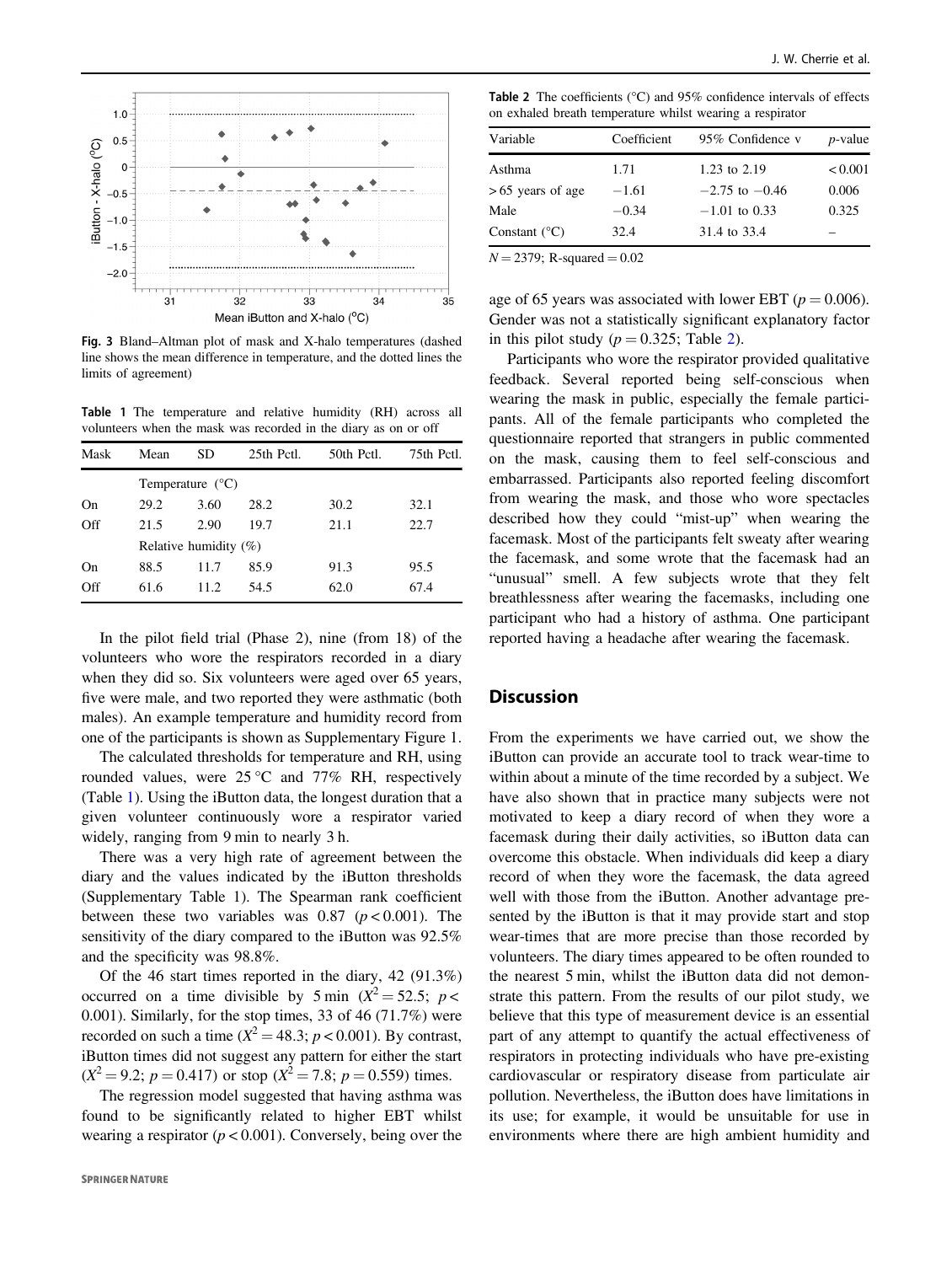Fig. 3 Bland–Altman plot of mask and X-halo temperatures (dashed line shows the mean difference in temperature, and the dotted lines the limits of agreement)

**Table 1** The temperature and relative humidity (RH) across all volunteers when the mask was recorded in the diary as on or off

| Mask | Mean | SD | 25th Pctl. | 50th Pctl. | 75th Pctl. |
|---|---|---|---|---|---|
| | Temperature (°C) | | | | |
| On | 29.2 | 3.60 | 28.2 | 30.2 | 32.1 |
| Off | 21.5 | 2.90 | 19.7 | 21.1 | 22.7 |
| | Relative humidity (%) | | | | |
| On | 88.5 | 11.7 | 85.9 | 91.3 | 95.5 |
| Off | 61.6 | 11.2 | 54.5 | 62.0 | 67.4 |

In the pilot field trial (Phase 2), nine (from 18) of the volunteers who wore the respirators recorded in a diary when they did so. Six volunteers were aged over 65 years, five were male, and two reported they were asthmatic (both males). An example temperature and humidity record from one of the participants is shown as Supplementary Figure 1.

The calculated thresholds for temperature and RH, using rounded values, were 25 °C and 77% RH, respectively (Table 1). Using the iButton data, the longest duration that a given volunteer continuously wore a respirator varied widely, ranging from 9 min to nearly 3 h.

There was a very high rate of agreement between the diary and the values indicated by the iButton thresholds (Supplementary Table 1). The Spearman rank coefficient between these two variables was 0.87 ($p < 0.001$). The sensitivity of the diary compared to the iButton was 92.5% and the specificity was 98.8%.

Of the 46 start times reported in the diary, 42 (91.3%) occurred on a time divisible by 5 min ($X^2 = 52.5$; $p < 0.001$). Similarly, for the stop times, 33 of 46 (71.7%) were recorded on such a time ($X^2 = 48.3$; $p < 0.001$). By contrast, iButton times did not suggest any pattern for either the start ($X^2 = 9.2$; $p = 0.417$) or stop ($X^2 = 7.8$; $p = 0.559$) times.

The regression model suggested that having asthma was found to be significantly related to higher EBT whilst wearing a respirator ($p < 0.001$). Conversely, being over the age of 65 years was associated with lower EBT ($p = 0.006$). Gender was not a statistically significant explanatory factor in this pilot study ($p = 0.325$; Table 2).

**Table 2** The coefficients (°C) and 95% confidence intervals of effects on exhaled breath temperature whilst wearing a respirator

| Variable | Coefficient | 95% Confidence v | *p*-value |
|---|---|---|---|
| Asthma | 1.71 | 1.23 to 2.19 | < 0.001 |
| > 65 years of age | −1.61 | −2.75 to −0.46 | 0.006 |
| Male | −0.34 | −1.01 to 0.33 | 0.325 |
| Constant (°C) | 32.4 | 31.4 to 33.4 | – |

$N = 2379$; R-squared = 0.02

Participants who wore the respirator provided qualitative feedback. Several reported being self-conscious when wearing the mask in public, especially the female participants. All of the female participants who completed the questionnaire reported that strangers in public commented on the mask, causing them to feel self-conscious and embarrassed. Participants also reported feeling discomfort from wearing the mask, and those who wore spectacles described how they could "mist-up" when wearing the facemask. Most of the participants felt sweaty after wearing the facemask, and some wrote that the facemask had an "unusual" smell. A few subjects wrote that they felt breathlessness after wearing the facemasks, including one participant who had a history of asthma. One participant reported having a headache after wearing the facemask.

## Discussion

From the experiments we have carried out, we show the iButton can provide an accurate tool to track wear-time to within about a minute of the time recorded by a subject. We have also shown that in practice many subjects were not motivated to keep a diary record of when they wore a facemask during their daily activities, so iButton data can overcome this obstacle. When individuals did keep a diary record of when they wore the facemask, the data agreed well with those from the iButton. Another advantage presented by the iButton is that it may provide start and stop wear-times that are more precise than those recorded by volunteers. The diary times appeared to be often rounded to the nearest 5 min, whilst the iButton data did not demonstrate this pattern. From the results of our pilot study, we believe that this type of measurement device is an essential part of any attempt to quantify the actual effectiveness of respirators in protecting individuals who have pre-existing cardiovascular or respiratory disease from particulate air pollution. Nevertheless, the iButton does have limitations in its use; for example, it would be unsuitable for use in environments where there are high ambient humidity and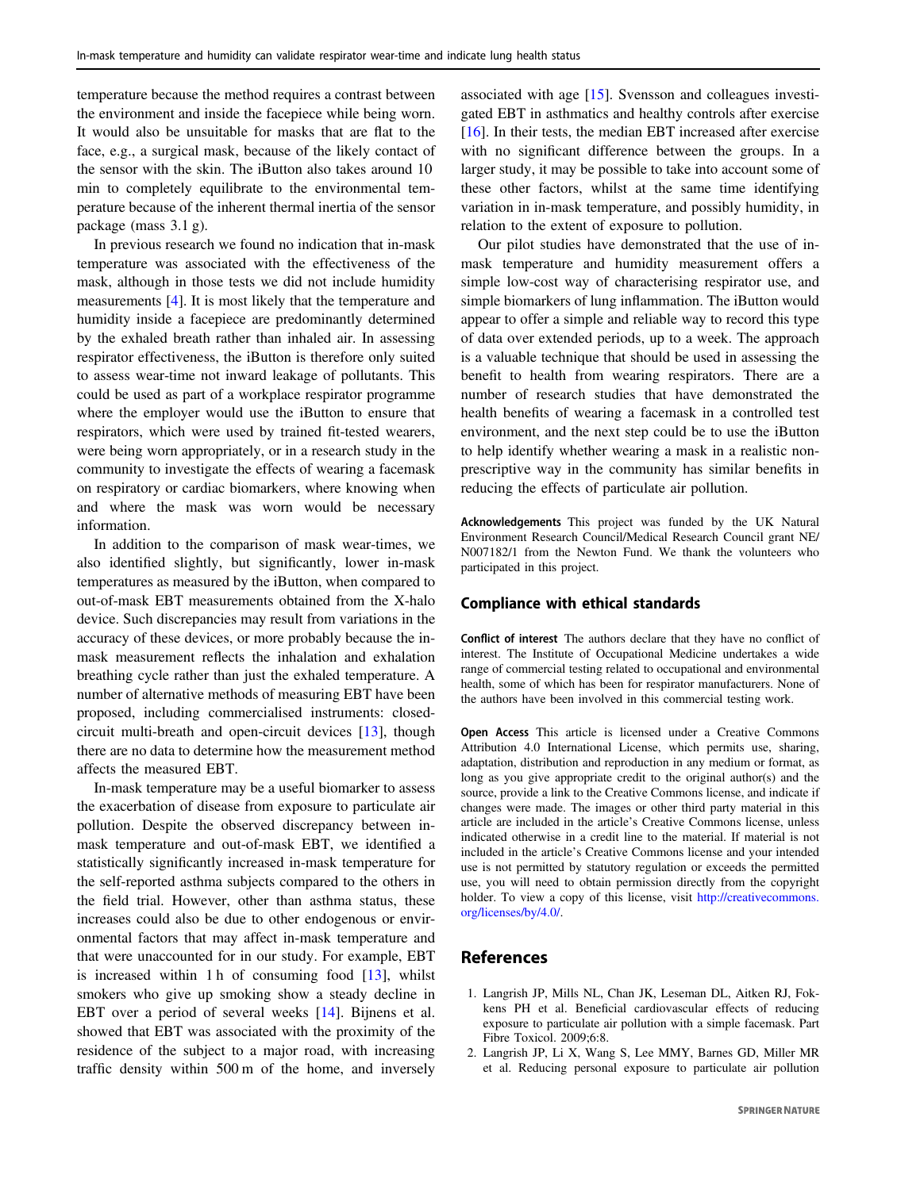temperature because the method requires a contrast between the environment and inside the facepiece while being worn. It would also be unsuitable for masks that are flat to the face, e.g., a surgical mask, because of the likely contact of the sensor with the skin. The iButton also takes around 10 min to completely equilibrate to the environmental temperature because of the inherent thermal inertia of the sensor package (mass 3.1 g).

In previous research we found no indication that in-mask temperature was associated with the effectiveness of the mask, although in those tests we did not include humidity measurements [4]. It is most likely that the temperature and humidity inside a facepiece are predominantly determined by the exhaled breath rather than inhaled air. In assessing respirator effectiveness, the iButton is therefore only suited to assess wear-time not inward leakage of pollutants. This could be used as part of a workplace respirator programme where the employer would use the iButton to ensure that respirators, which were used by trained fit-tested wearers, were being worn appropriately, or in a research study in the community to investigate the effects of wearing a facemask on respiratory or cardiac biomarkers, where knowing when and where the mask was worn would be necessary information.

In addition to the comparison of mask wear-times, we also identified slightly, but significantly, lower in-mask temperatures as measured by the iButton, when compared to out-of-mask EBT measurements obtained from the X-halo device. Such discrepancies may result from variations in the accuracy of these devices, or more probably because the in-mask measurement reflects the inhalation and exhalation breathing cycle rather than just the exhaled temperature. A number of alternative methods of measuring EBT have been proposed, including commercialised instruments: closed-circuit multi-breath and open-circuit devices [13], though there are no data to determine how the measurement method affects the measured EBT.

In-mask temperature may be a useful biomarker to assess the exacerbation of disease from exposure to particulate air pollution. Despite the observed discrepancy between in-mask temperature and out-of-mask EBT, we identified a statistically significantly increased in-mask temperature for the self-reported asthma subjects compared to the others in the field trial. However, other than asthma status, these increases could also be due to other endogenous or environmental factors that may affect in-mask temperature and that were unaccounted for in our study. For example, EBT is increased within 1 h of consuming food [13], whilst smokers who give up smoking show a steady decline in EBT over a period of several weeks [14]. Bijnens et al. showed that EBT was associated with the proximity of the residence of the subject to a major road, with increasing traffic density within 500 m of the home, and inversely associated with age [15]. Svensson and colleagues investigated EBT in asthmatics and healthy controls after exercise [16]. In their tests, the median EBT increased after exercise with no significant difference between the groups. In a larger study, it may be possible to take into account some of these other factors, whilst at the same time identifying variation in in-mask temperature, and possibly humidity, in relation to the extent of exposure to pollution.

Our pilot studies have demonstrated that the use of in-mask temperature and humidity measurement offers a simple low-cost way of characterising respirator use, and simple biomarkers of lung inflammation. The iButton would appear to offer a simple and reliable way to record this type of data over extended periods, up to a week. The approach is a valuable technique that should be used in assessing the benefit to health from wearing respirators. There are a number of research studies that have demonstrated the health benefits of wearing a facemask in a controlled test environment, and the next step could be to use the iButton to help identify whether wearing a mask in a realistic non-prescriptive way in the community has similar benefits in reducing the effects of particulate air pollution.

**Acknowledgements** This project was funded by the UK Natural Environment Research Council/Medical Research Council grant NE/N007182/1 from the Newton Fund. We thank the volunteers who participated in this project.

## Compliance with ethical standards

**Conflict of interest** The authors declare that they have no conflict of interest. The Institute of Occupational Medicine undertakes a wide range of commercial testing related to occupational and environmental health, some of which has been for respirator manufacturers. None of the authors have been involved in this commercial testing work.

**Open Access** This article is licensed under a Creative Commons Attribution 4.0 International License, which permits use, sharing, adaptation, distribution and reproduction in any medium or format, as long as you give appropriate credit to the original author(s) and the source, provide a link to the Creative Commons license, and indicate if changes were made. The images or other third party material in this article are included in the article's Creative Commons license, unless indicated otherwise in a credit line to the material. If material is not included in the article's Creative Commons license and your intended use is not permitted by statutory regulation or exceeds the permitted use, you will need to obtain permission directly from the copyright holder. To view a copy of this license, visit http://creativecommons.org/licenses/by/4.0/.

## References

1. Langrish JP, Mills NL, Chan JK, Leseman DL, Aitken RJ, Fokkens PH et al. Beneficial cardiovascular effects of reducing exposure to particulate air pollution with a simple facemask. Part Fibre Toxicol. 2009;6:8.
2. Langrish JP, Li X, Wang S, Lee MMY, Barnes GD, Miller MR et al. Reducing personal exposure to particulate air pollution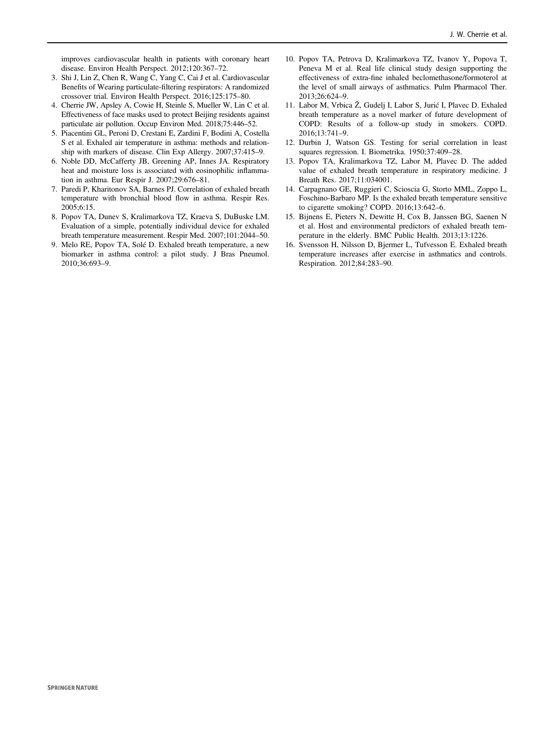improves cardiovascular health in patients with coronary heart disease. Environ Health Perspect. 2012;120:367–72.

3. Shi J, Lin Z, Chen R, Wang C, Yang C, Cai J et al. Cardiovascular Benefits of Wearing particulate-filtering respirators: A randomized crossover trial. Environ Health Perspect. 2016;125:175–80.
4. Cherrie JW, Apsley A, Cowie H, Steinle S, Mueller W, Lin C et al. Effectiveness of face masks used to protect Beijing residents against particulate air pollution. Occup Environ Med. 2018;75:446–52.
5. Piacentini GL, Peroni D, Crestani E, Zardini F, Bodini A, Costella S et al. Exhaled air temperature in asthma: methods and relationship with markers of disease. Clin Exp Allergy. 2007;37:415–9.
6. Noble DD, McCafferty JB, Greening AP, Innes JA. Respiratory heat and moisture loss is associated with eosinophilic inflammation in asthma. Eur Respir J. 2007;29:676–81.
7. Paredi P, Kharitonov SA, Barnes PJ. Correlation of exhaled breath temperature with bronchial blood flow in asthma. Respir Res. 2005;6:15.
8. Popov TA, Dunev S, Kralimarkova TZ, Kraeva S, DuBuske LM. Evaluation of a simple, potentially individual device for exhaled breath temperature measurement. Respir Med. 2007;101:2044–50.
9. Melo RE, Popov TA, Solé D. Exhaled breath temperature, a new biomarker in asthma control: a pilot study. J Bras Pneumol. 2010;36:693–9.
10. Popov TA, Petrova D, Kralimarkova TZ, Ivanov Y, Popova T, Peneva M et al. Real life clinical study design supporting the effectiveness of extra-fine inhaled beclomethasone/formoterol at the level of small airways of asthmatics. Pulm Pharmacol Ther. 2013;26:624–9.
11. Labor M, Vrbica Ž, Gudelj I, Labor S, Jurić I, Plavec D. Exhaled breath temperature as a novel marker of future development of COPD: Results of a follow-up study in smokers. COPD. 2016;13:741–9.
12. Durbin J, Watson GS. Testing for serial correlation in least squares regression. I. Biometrika. 1950;37:409–28.
13. Popov TA, Kralimarkova TZ, Labor M, Plavec D. The added value of exhaled breath temperature in respiratory medicine. J Breath Res. 2017;11:034001.
14. Carpagnano GE, Ruggieri C, Scioscia G, Storto MML, Zoppo L, Foschino-Barbaro MP. Is the exhaled breath temperature sensitive to cigarette smoking? COPD. 2016;13:642–6.
15. Bijnens E, Pieters N, Dewitte H, Cox B, Janssen BG, Saenen N et al. Host and environmental predictors of exhaled breath temperature in the elderly. BMC Public Health. 2013;13:1226.
16. Svensson H, Nilsson D, Bjermer L, Tufvesson E. Exhaled breath temperature increases after exercise in asthmatics and controls. Respiration. 2012;84:283–90.